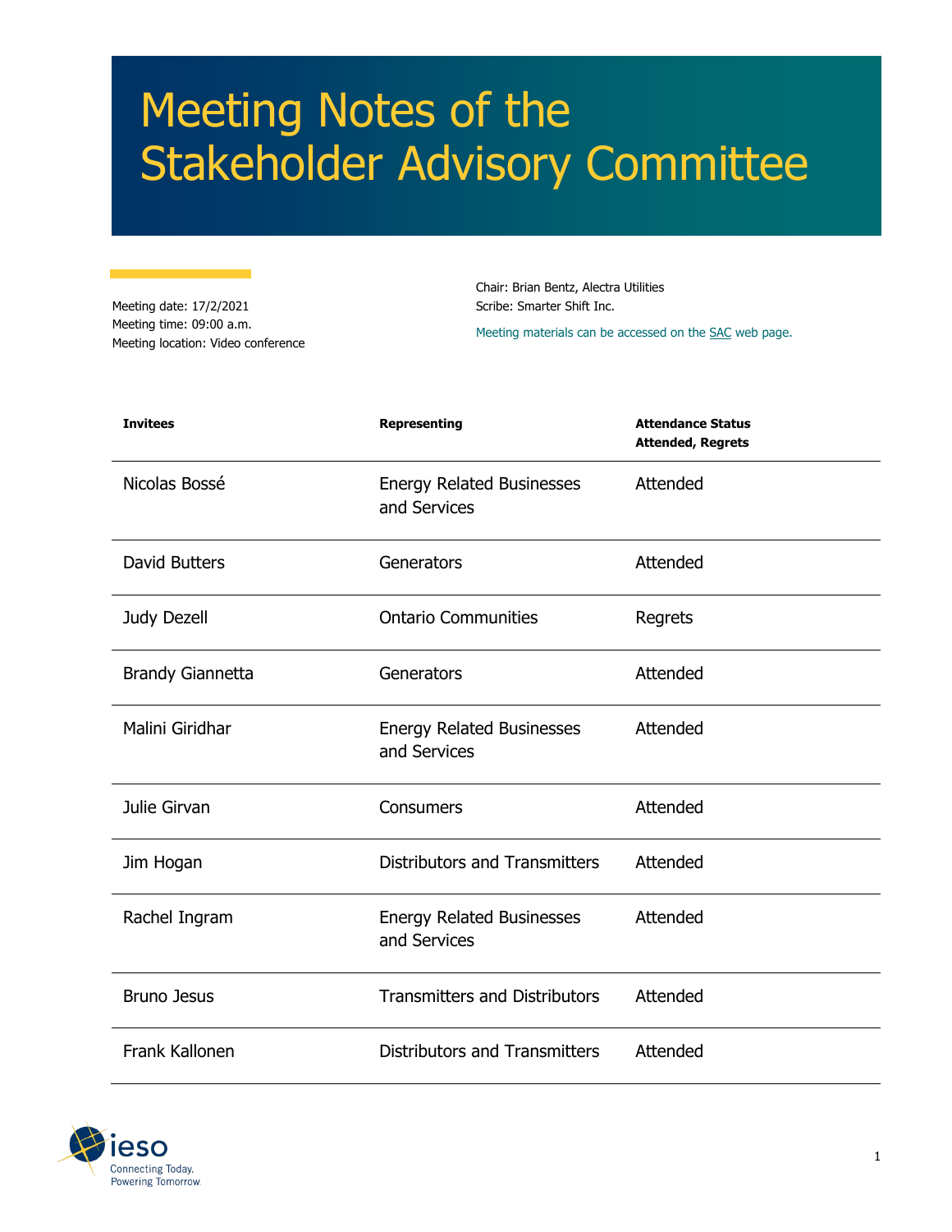# Meeting Notes of the Stakeholder Advisory Committee

Meeting date: 17/2/2021
Meeting time: 09:00 a.m.
Meeting location: Video conference

Chair: Brian Bentz, Alectra Utilities
Scribe: Smarter Shift Inc.

Meeting materials can be accessed on the SAC web page.

| Invitees | Representing | Attendance Status Attended, Regrets |
|---|---|---|
| Nicolas Bossé | Energy Related Businesses and Services | Attended |
| David Butters | Generators | Attended |
| Judy Dezell | Ontario Communities | Regrets |
| Brandy Giannetta | Generators | Attended |
| Malini Giridhar | Energy Related Businesses and Services | Attended |
| Julie Girvan | Consumers | Attended |
| Jim Hogan | Distributors and Transmitters | Attended |
| Rachel Ingram | Energy Related Businesses and Services | Attended |
| Bruno Jesus | Transmitters and Distributors | Attended |
| Frank Kallonen | Distributors and Transmitters | Attended |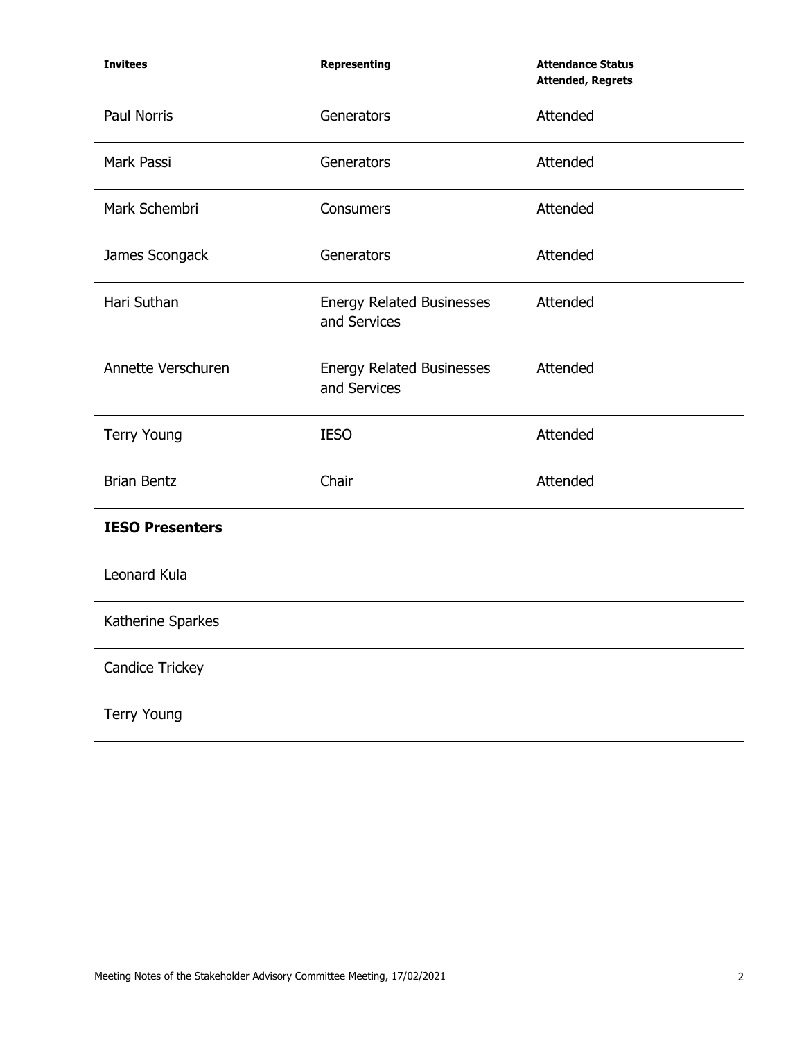| Invitees | Representing | Attendance Status Attended, Regrets |
|---|---|---|
| Paul Norris | Generators | Attended |
| Mark Passi | Generators | Attended |
| Mark Schembri | Consumers | Attended |
| James Scongack | Generators | Attended |
| Hari Suthan | Energy Related Businesses and Services | Attended |
| Annette Verschuren | Energy Related Businesses and Services | Attended |
| Terry Young | IESO | Attended |
| Brian Bentz | Chair | Attended |
| **IESO Presenters** | | |
| Leonard Kula | | |
| Katherine Sparkes | | |
| Candice Trickey | | |
| Terry Young | | |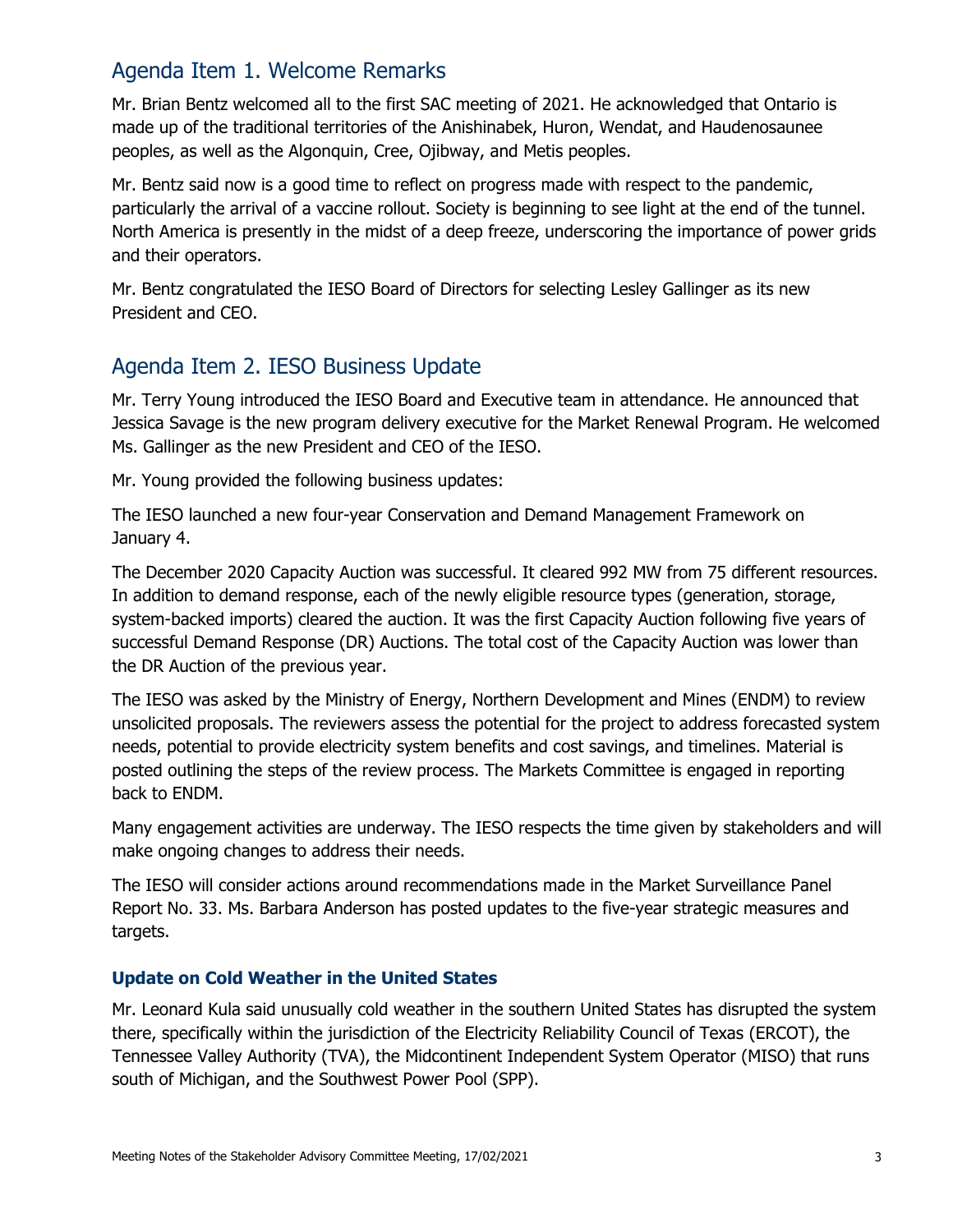## Agenda Item 1. Welcome Remarks

Mr. Brian Bentz welcomed all to the first SAC meeting of 2021. He acknowledged that Ontario is made up of the traditional territories of the Anishinabek, Huron, Wendat, and Haudenosaunee peoples, as well as the Algonquin, Cree, Ojibway, and Metis peoples.

Mr. Bentz said now is a good time to reflect on progress made with respect to the pandemic, particularly the arrival of a vaccine rollout. Society is beginning to see light at the end of the tunnel. North America is presently in the midst of a deep freeze, underscoring the importance of power grids and their operators.

Mr. Bentz congratulated the IESO Board of Directors for selecting Lesley Gallinger as its new President and CEO.

## Agenda Item 2. IESO Business Update

Mr. Terry Young introduced the IESO Board and Executive team in attendance. He announced that Jessica Savage is the new program delivery executive for the Market Renewal Program. He welcomed Ms. Gallinger as the new President and CEO of the IESO.

Mr. Young provided the following business updates:

The IESO launched a new four-year Conservation and Demand Management Framework on January 4.

The December 2020 Capacity Auction was successful. It cleared 992 MW from 75 different resources. In addition to demand response, each of the newly eligible resource types (generation, storage, system-backed imports) cleared the auction. It was the first Capacity Auction following five years of successful Demand Response (DR) Auctions. The total cost of the Capacity Auction was lower than the DR Auction of the previous year.

The IESO was asked by the Ministry of Energy, Northern Development and Mines (ENDM) to review unsolicited proposals. The reviewers assess the potential for the project to address forecasted system needs, potential to provide electricity system benefits and cost savings, and timelines. Material is posted outlining the steps of the review process. The Markets Committee is engaged in reporting back to ENDM.

Many engagement activities are underway. The IESO respects the time given by stakeholders and will make ongoing changes to address their needs.

The IESO will consider actions around recommendations made in the Market Surveillance Panel Report No. 33. Ms. Barbara Anderson has posted updates to the five-year strategic measures and targets.

### Update on Cold Weather in the United States

Mr. Leonard Kula said unusually cold weather in the southern United States has disrupted the system there, specifically within the jurisdiction of the Electricity Reliability Council of Texas (ERCOT), the Tennessee Valley Authority (TVA), the Midcontinent Independent System Operator (MISO) that runs south of Michigan, and the Southwest Power Pool (SPP).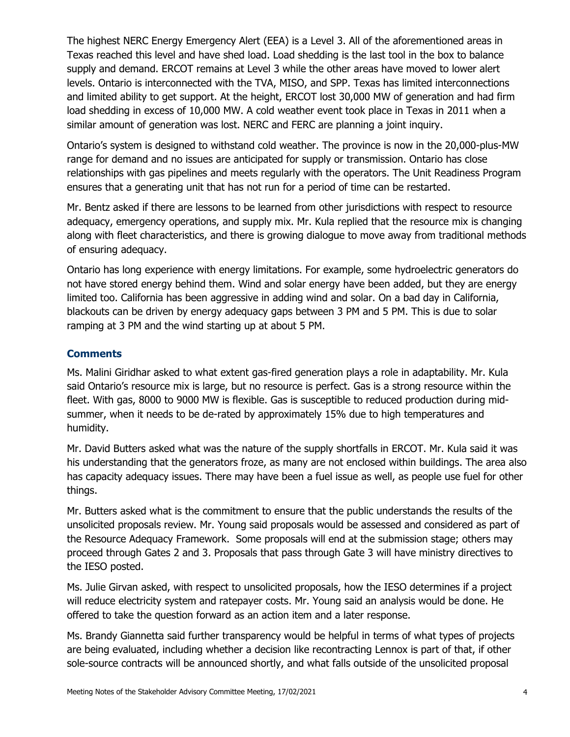The highest NERC Energy Emergency Alert (EEA) is a Level 3. All of the aforementioned areas in Texas reached this level and have shed load. Load shedding is the last tool in the box to balance supply and demand. ERCOT remains at Level 3 while the other areas have moved to lower alert levels. Ontario is interconnected with the TVA, MISO, and SPP. Texas has limited interconnections and limited ability to get support. At the height, ERCOT lost 30,000 MW of generation and had firm load shedding in excess of 10,000 MW. A cold weather event took place in Texas in 2011 when a similar amount of generation was lost. NERC and FERC are planning a joint inquiry.

Ontario's system is designed to withstand cold weather. The province is now in the 20,000-plus-MW range for demand and no issues are anticipated for supply or transmission. Ontario has close relationships with gas pipelines and meets regularly with the operators. The Unit Readiness Program ensures that a generating unit that has not run for a period of time can be restarted.

Mr. Bentz asked if there are lessons to be learned from other jurisdictions with respect to resource adequacy, emergency operations, and supply mix. Mr. Kula replied that the resource mix is changing along with fleet characteristics, and there is growing dialogue to move away from traditional methods of ensuring adequacy.

Ontario has long experience with energy limitations. For example, some hydroelectric generators do not have stored energy behind them. Wind and solar energy have been added, but they are energy limited too. California has been aggressive in adding wind and solar. On a bad day in California, blackouts can be driven by energy adequacy gaps between 3 PM and 5 PM. This is due to solar ramping at 3 PM and the wind starting up at about 5 PM.

### Comments

Ms. Malini Giridhar asked to what extent gas-fired generation plays a role in adaptability. Mr. Kula said Ontario's resource mix is large, but no resource is perfect. Gas is a strong resource within the fleet. With gas, 8000 to 9000 MW is flexible. Gas is susceptible to reduced production during mid-summer, when it needs to be de-rated by approximately 15% due to high temperatures and humidity.

Mr. David Butters asked what was the nature of the supply shortfalls in ERCOT. Mr. Kula said it was his understanding that the generators froze, as many are not enclosed within buildings. The area also has capacity adequacy issues. There may have been a fuel issue as well, as people use fuel for other things.

Mr. Butters asked what is the commitment to ensure that the public understands the results of the unsolicited proposals review. Mr. Young said proposals would be assessed and considered as part of the Resource Adequacy Framework. Some proposals will end at the submission stage; others may proceed through Gates 2 and 3. Proposals that pass through Gate 3 will have ministry directives to the IESO posted.

Ms. Julie Girvan asked, with respect to unsolicited proposals, how the IESO determines if a project will reduce electricity system and ratepayer costs. Mr. Young said an analysis would be done. He offered to take the question forward as an action item and a later response.

Ms. Brandy Giannetta said further transparency would be helpful in terms of what types of projects are being evaluated, including whether a decision like recontracting Lennox is part of that, if other sole-source contracts will be announced shortly, and what falls outside of the unsolicited proposal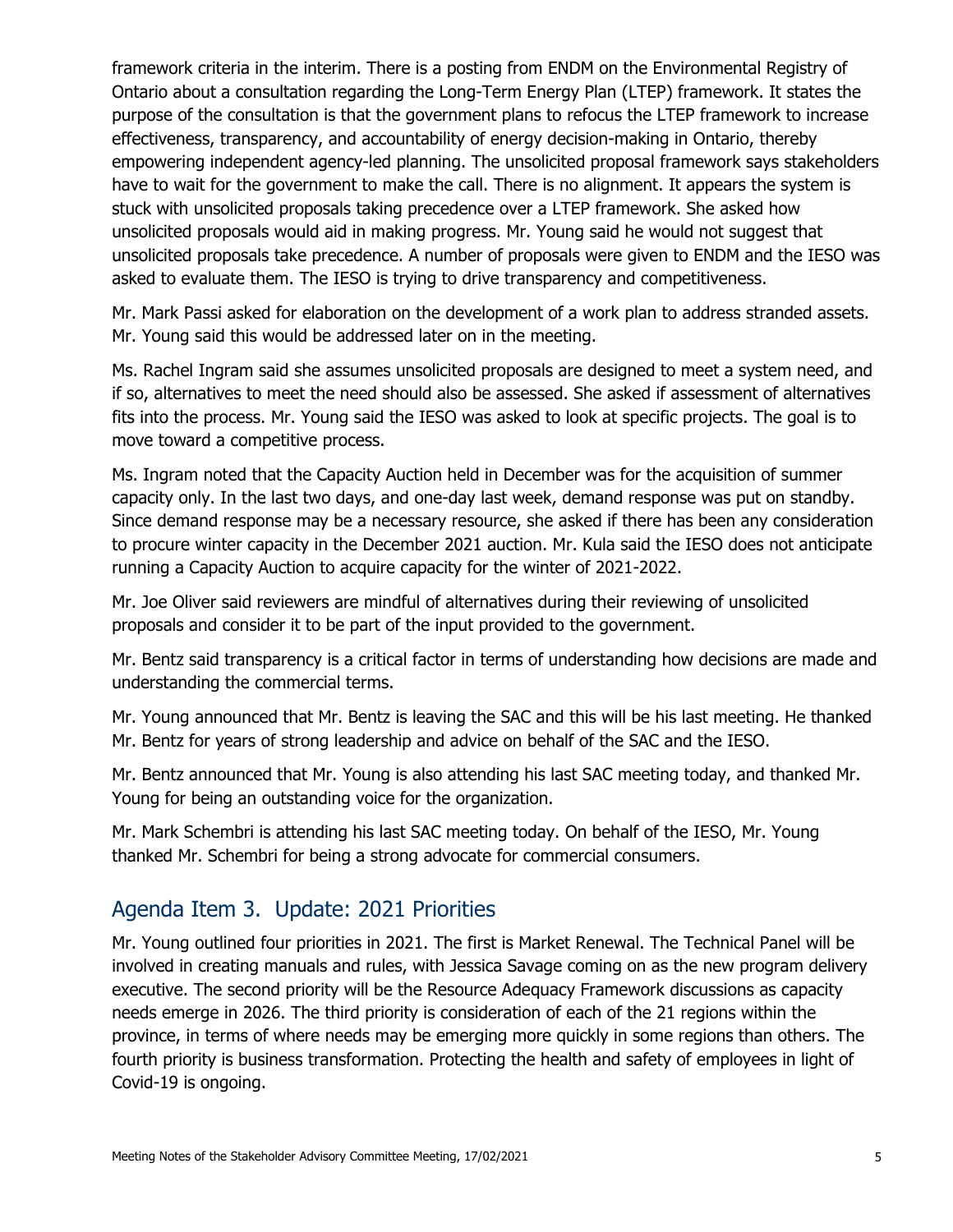framework criteria in the interim. There is a posting from ENDM on the Environmental Registry of Ontario about a consultation regarding the Long-Term Energy Plan (LTEP) framework. It states the purpose of the consultation is that the government plans to refocus the LTEP framework to increase effectiveness, transparency, and accountability of energy decision-making in Ontario, thereby empowering independent agency-led planning. The unsolicited proposal framework says stakeholders have to wait for the government to make the call. There is no alignment. It appears the system is stuck with unsolicited proposals taking precedence over a LTEP framework. She asked how unsolicited proposals would aid in making progress. Mr. Young said he would not suggest that unsolicited proposals take precedence. A number of proposals were given to ENDM and the IESO was asked to evaluate them. The IESO is trying to drive transparency and competitiveness.

Mr. Mark Passi asked for elaboration on the development of a work plan to address stranded assets. Mr. Young said this would be addressed later on in the meeting.

Ms. Rachel Ingram said she assumes unsolicited proposals are designed to meet a system need, and if so, alternatives to meet the need should also be assessed. She asked if assessment of alternatives fits into the process. Mr. Young said the IESO was asked to look at specific projects. The goal is to move toward a competitive process.

Ms. Ingram noted that the Capacity Auction held in December was for the acquisition of summer capacity only. In the last two days, and one-day last week, demand response was put on standby. Since demand response may be a necessary resource, she asked if there has been any consideration to procure winter capacity in the December 2021 auction. Mr. Kula said the IESO does not anticipate running a Capacity Auction to acquire capacity for the winter of 2021-2022.

Mr. Joe Oliver said reviewers are mindful of alternatives during their reviewing of unsolicited proposals and consider it to be part of the input provided to the government.

Mr. Bentz said transparency is a critical factor in terms of understanding how decisions are made and understanding the commercial terms.

Mr. Young announced that Mr. Bentz is leaving the SAC and this will be his last meeting. He thanked Mr. Bentz for years of strong leadership and advice on behalf of the SAC and the IESO.

Mr. Bentz announced that Mr. Young is also attending his last SAC meeting today, and thanked Mr. Young for being an outstanding voice for the organization.

Mr. Mark Schembri is attending his last SAC meeting today. On behalf of the IESO, Mr. Young thanked Mr. Schembri for being a strong advocate for commercial consumers.

## Agenda Item 3. Update: 2021 Priorities

Mr. Young outlined four priorities in 2021. The first is Market Renewal. The Technical Panel will be involved in creating manuals and rules, with Jessica Savage coming on as the new program delivery executive. The second priority will be the Resource Adequacy Framework discussions as capacity needs emerge in 2026. The third priority is consideration of each of the 21 regions within the province, in terms of where needs may be emerging more quickly in some regions than others. The fourth priority is business transformation. Protecting the health and safety of employees in light of Covid-19 is ongoing.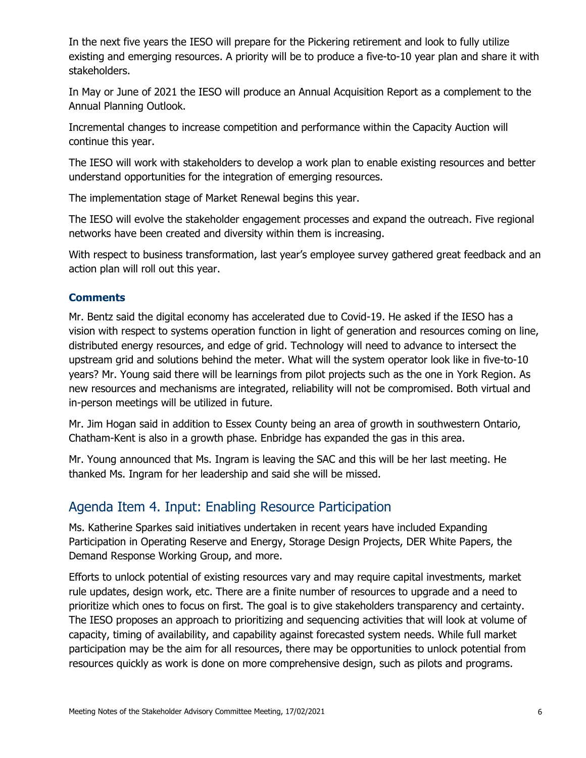In the next five years the IESO will prepare for the Pickering retirement and look to fully utilize existing and emerging resources. A priority will be to produce a five-to-10 year plan and share it with stakeholders.

In May or June of 2021 the IESO will produce an Annual Acquisition Report as a complement to the Annual Planning Outlook.

Incremental changes to increase competition and performance within the Capacity Auction will continue this year.

The IESO will work with stakeholders to develop a work plan to enable existing resources and better understand opportunities for the integration of emerging resources.

The implementation stage of Market Renewal begins this year.

The IESO will evolve the stakeholder engagement processes and expand the outreach. Five regional networks have been created and diversity within them is increasing.

With respect to business transformation, last year's employee survey gathered great feedback and an action plan will roll out this year.

### Comments

Mr. Bentz said the digital economy has accelerated due to Covid-19. He asked if the IESO has a vision with respect to systems operation function in light of generation and resources coming on line, distributed energy resources, and edge of grid. Technology will need to advance to intersect the upstream grid and solutions behind the meter. What will the system operator look like in five-to-10 years? Mr. Young said there will be learnings from pilot projects such as the one in York Region. As new resources and mechanisms are integrated, reliability will not be compromised. Both virtual and in-person meetings will be utilized in future.

Mr. Jim Hogan said in addition to Essex County being an area of growth in southwestern Ontario, Chatham-Kent is also in a growth phase. Enbridge has expanded the gas in this area.

Mr. Young announced that Ms. Ingram is leaving the SAC and this will be her last meeting. He thanked Ms. Ingram for her leadership and said she will be missed.

## Agenda Item 4. Input: Enabling Resource Participation

Ms. Katherine Sparkes said initiatives undertaken in recent years have included Expanding Participation in Operating Reserve and Energy, Storage Design Projects, DER White Papers, the Demand Response Working Group, and more.

Efforts to unlock potential of existing resources vary and may require capital investments, market rule updates, design work, etc. There are a finite number of resources to upgrade and a need to prioritize which ones to focus on first. The goal is to give stakeholders transparency and certainty. The IESO proposes an approach to prioritizing and sequencing activities that will look at volume of capacity, timing of availability, and capability against forecasted system needs. While full market participation may be the aim for all resources, there may be opportunities to unlock potential from resources quickly as work is done on more comprehensive design, such as pilots and programs.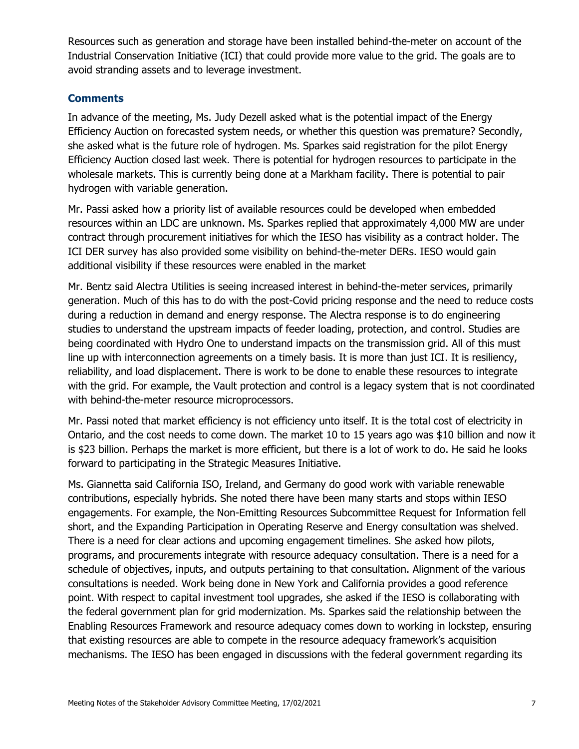Resources such as generation and storage have been installed behind-the-meter on account of the Industrial Conservation Initiative (ICI) that could provide more value to the grid. The goals are to avoid stranding assets and to leverage investment.

### Comments

In advance of the meeting, Ms. Judy Dezell asked what is the potential impact of the Energy Efficiency Auction on forecasted system needs, or whether this question was premature? Secondly, she asked what is the future role of hydrogen. Ms. Sparkes said registration for the pilot Energy Efficiency Auction closed last week. There is potential for hydrogen resources to participate in the wholesale markets. This is currently being done at a Markham facility. There is potential to pair hydrogen with variable generation.

Mr. Passi asked how a priority list of available resources could be developed when embedded resources within an LDC are unknown. Ms. Sparkes replied that approximately 4,000 MW are under contract through procurement initiatives for which the IESO has visibility as a contract holder. The ICI DER survey has also provided some visibility on behind-the-meter DERs. IESO would gain additional visibility if these resources were enabled in the market

Mr. Bentz said Alectra Utilities is seeing increased interest in behind-the-meter services, primarily generation. Much of this has to do with the post-Covid pricing response and the need to reduce costs during a reduction in demand and energy response. The Alectra response is to do engineering studies to understand the upstream impacts of feeder loading, protection, and control. Studies are being coordinated with Hydro One to understand impacts on the transmission grid. All of this must line up with interconnection agreements on a timely basis. It is more than just ICI. It is resiliency, reliability, and load displacement. There is work to be done to enable these resources to integrate with the grid. For example, the Vault protection and control is a legacy system that is not coordinated with behind-the-meter resource microprocessors.

Mr. Passi noted that market efficiency is not efficiency unto itself. It is the total cost of electricity in Ontario, and the cost needs to come down. The market 10 to 15 years ago was $10 billion and now it is $23 billion. Perhaps the market is more efficient, but there is a lot of work to do. He said he looks forward to participating in the Strategic Measures Initiative.

Ms. Giannetta said California ISO, Ireland, and Germany do good work with variable renewable contributions, especially hybrids. She noted there have been many starts and stops within IESO engagements. For example, the Non-Emitting Resources Subcommittee Request for Information fell short, and the Expanding Participation in Operating Reserve and Energy consultation was shelved. There is a need for clear actions and upcoming engagement timelines. She asked how pilots, programs, and procurements integrate with resource adequacy consultation. There is a need for a schedule of objectives, inputs, and outputs pertaining to that consultation. Alignment of the various consultations is needed. Work being done in New York and California provides a good reference point. With respect to capital investment tool upgrades, she asked if the IESO is collaborating with the federal government plan for grid modernization. Ms. Sparkes said the relationship between the Enabling Resources Framework and resource adequacy comes down to working in lockstep, ensuring that existing resources are able to compete in the resource adequacy framework's acquisition mechanisms. The IESO has been engaged in discussions with the federal government regarding its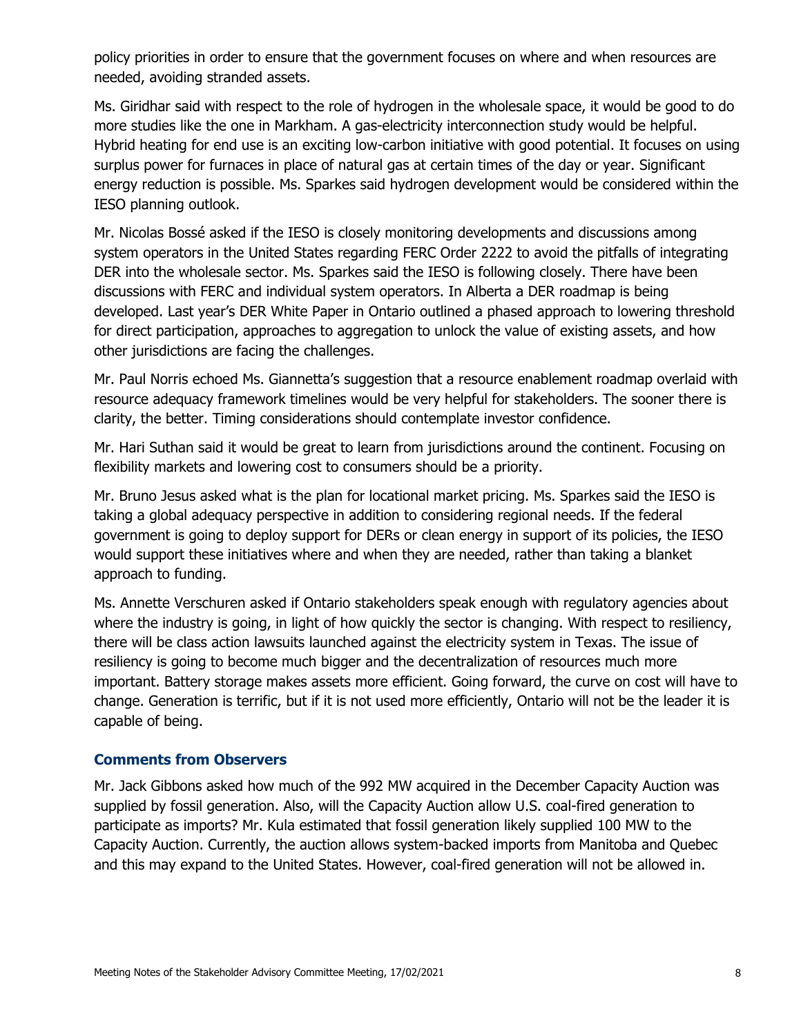policy priorities in order to ensure that the government focuses on where and when resources are needed, avoiding stranded assets.

Ms. Giridhar said with respect to the role of hydrogen in the wholesale space, it would be good to do more studies like the one in Markham. A gas-electricity interconnection study would be helpful. Hybrid heating for end use is an exciting low-carbon initiative with good potential. It focuses on using surplus power for furnaces in place of natural gas at certain times of the day or year. Significant energy reduction is possible. Ms. Sparkes said hydrogen development would be considered within the IESO planning outlook.

Mr. Nicolas Bossé asked if the IESO is closely monitoring developments and discussions among system operators in the United States regarding FERC Order 2222 to avoid the pitfalls of integrating DER into the wholesale sector. Ms. Sparkes said the IESO is following closely. There have been discussions with FERC and individual system operators. In Alberta a DER roadmap is being developed. Last year's DER White Paper in Ontario outlined a phased approach to lowering threshold for direct participation, approaches to aggregation to unlock the value of existing assets, and how other jurisdictions are facing the challenges.

Mr. Paul Norris echoed Ms. Giannetta's suggestion that a resource enablement roadmap overlaid with resource adequacy framework timelines would be very helpful for stakeholders. The sooner there is clarity, the better. Timing considerations should contemplate investor confidence.

Mr. Hari Suthan said it would be great to learn from jurisdictions around the continent. Focusing on flexibility markets and lowering cost to consumers should be a priority.

Mr. Bruno Jesus asked what is the plan for locational market pricing. Ms. Sparkes said the IESO is taking a global adequacy perspective in addition to considering regional needs. If the federal government is going to deploy support for DERs or clean energy in support of its policies, the IESO would support these initiatives where and when they are needed, rather than taking a blanket approach to funding.

Ms. Annette Verschuren asked if Ontario stakeholders speak enough with regulatory agencies about where the industry is going, in light of how quickly the sector is changing. With respect to resiliency, there will be class action lawsuits launched against the electricity system in Texas. The issue of resiliency is going to become much bigger and the decentralization of resources much more important. Battery storage makes assets more efficient. Going forward, the curve on cost will have to change. Generation is terrific, but if it is not used more efficiently, Ontario will not be the leader it is capable of being.

### Comments from Observers

Mr. Jack Gibbons asked how much of the 992 MW acquired in the December Capacity Auction was supplied by fossil generation. Also, will the Capacity Auction allow U.S. coal-fired generation to participate as imports? Mr. Kula estimated that fossil generation likely supplied 100 MW to the Capacity Auction. Currently, the auction allows system-backed imports from Manitoba and Quebec and this may expand to the United States. However, coal-fired generation will not be allowed in.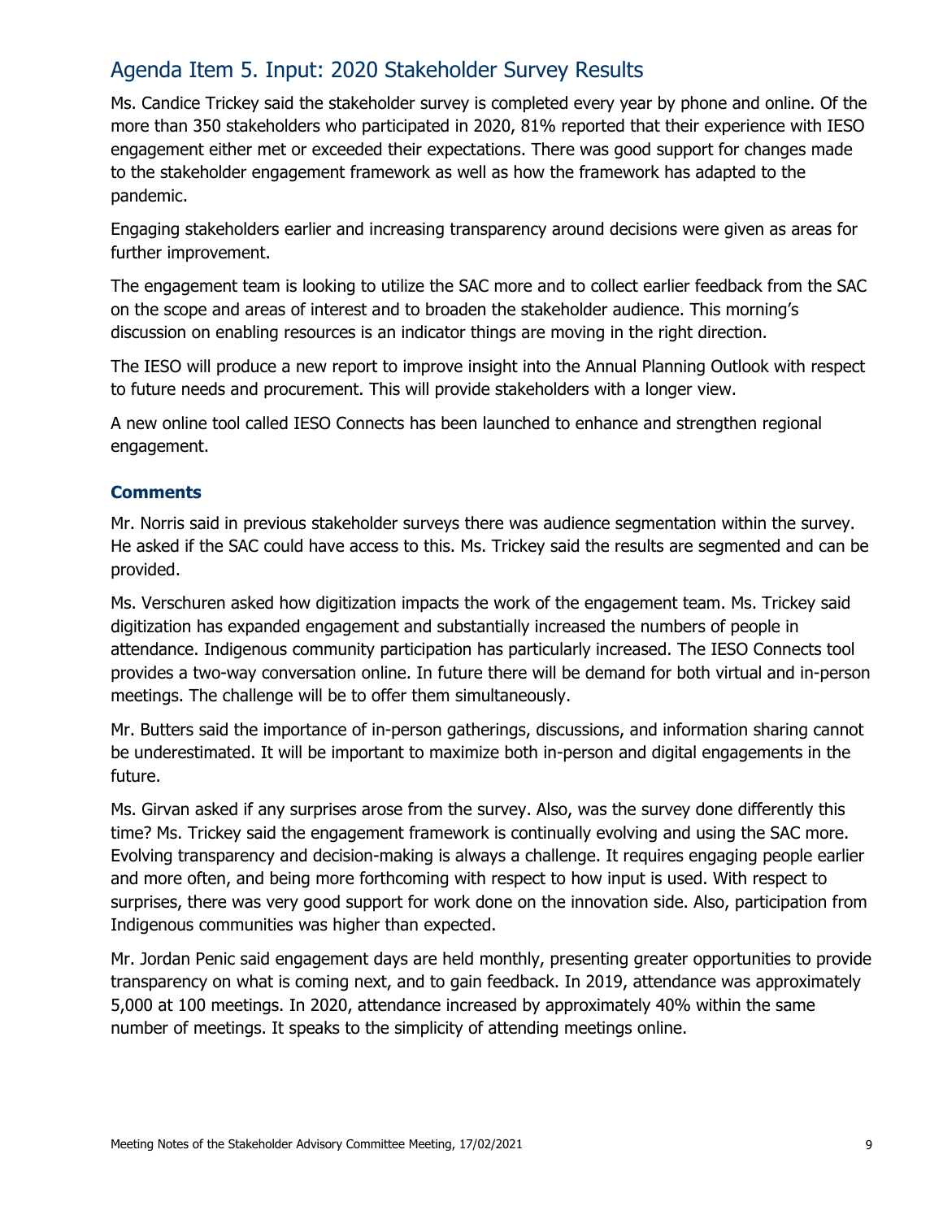## Agenda Item 5. Input: 2020 Stakeholder Survey Results

Ms. Candice Trickey said the stakeholder survey is completed every year by phone and online. Of the more than 350 stakeholders who participated in 2020, 81% reported that their experience with IESO engagement either met or exceeded their expectations. There was good support for changes made to the stakeholder engagement framework as well as how the framework has adapted to the pandemic.

Engaging stakeholders earlier and increasing transparency around decisions were given as areas for further improvement.

The engagement team is looking to utilize the SAC more and to collect earlier feedback from the SAC on the scope and areas of interest and to broaden the stakeholder audience. This morning's discussion on enabling resources is an indicator things are moving in the right direction.

The IESO will produce a new report to improve insight into the Annual Planning Outlook with respect to future needs and procurement. This will provide stakeholders with a longer view.

A new online tool called IESO Connects has been launched to enhance and strengthen regional engagement.

### Comments

Mr. Norris said in previous stakeholder surveys there was audience segmentation within the survey. He asked if the SAC could have access to this. Ms. Trickey said the results are segmented and can be provided.

Ms. Verschuren asked how digitization impacts the work of the engagement team. Ms. Trickey said digitization has expanded engagement and substantially increased the numbers of people in attendance. Indigenous community participation has particularly increased. The IESO Connects tool provides a two-way conversation online. In future there will be demand for both virtual and in-person meetings. The challenge will be to offer them simultaneously.

Mr. Butters said the importance of in-person gatherings, discussions, and information sharing cannot be underestimated. It will be important to maximize both in-person and digital engagements in the future.

Ms. Girvan asked if any surprises arose from the survey. Also, was the survey done differently this time? Ms. Trickey said the engagement framework is continually evolving and using the SAC more. Evolving transparency and decision-making is always a challenge. It requires engaging people earlier and more often, and being more forthcoming with respect to how input is used. With respect to surprises, there was very good support for work done on the innovation side. Also, participation from Indigenous communities was higher than expected.

Mr. Jordan Penic said engagement days are held monthly, presenting greater opportunities to provide transparency on what is coming next, and to gain feedback. In 2019, attendance was approximately 5,000 at 100 meetings. In 2020, attendance increased by approximately 40% within the same number of meetings. It speaks to the simplicity of attending meetings online.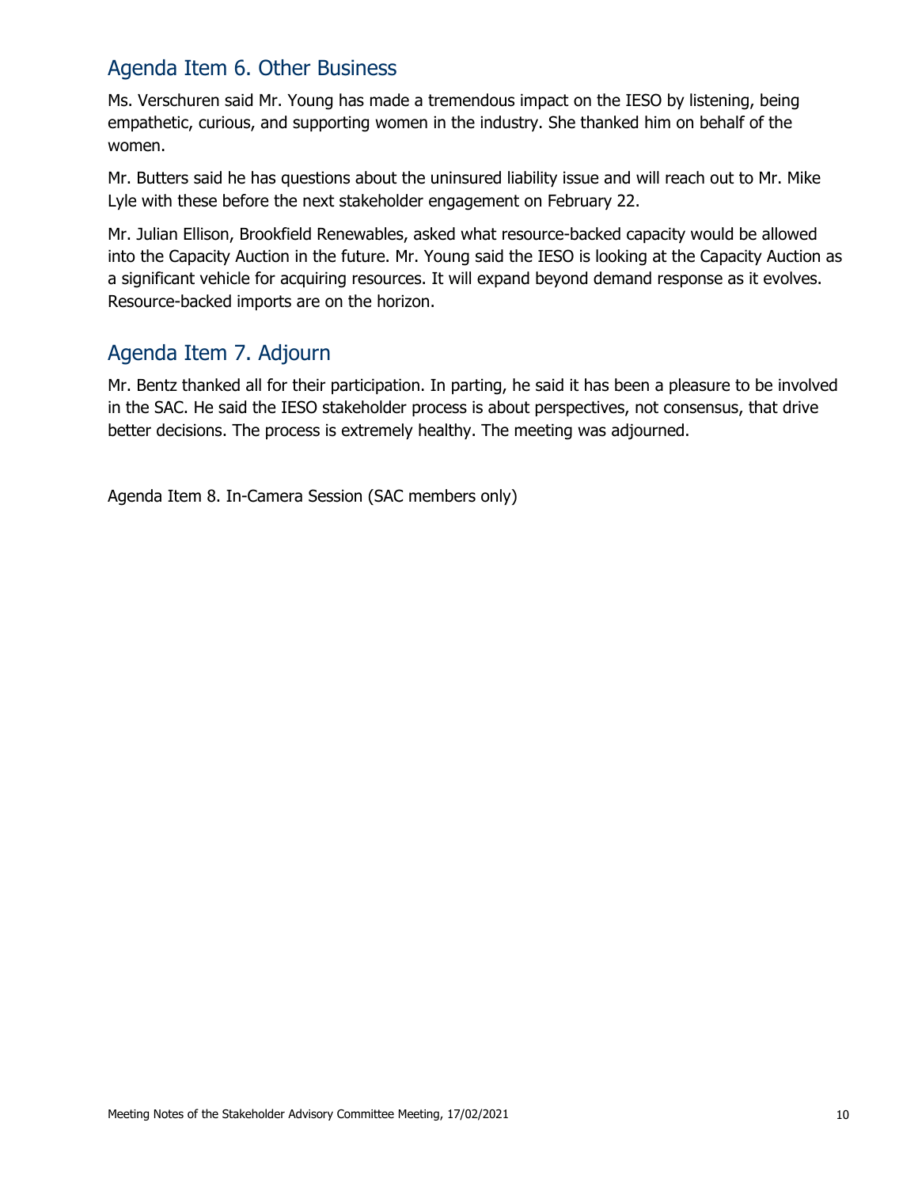## Agenda Item 6. Other Business

Ms. Verschuren said Mr. Young has made a tremendous impact on the IESO by listening, being empathetic, curious, and supporting women in the industry. She thanked him on behalf of the women.

Mr. Butters said he has questions about the uninsured liability issue and will reach out to Mr. Mike Lyle with these before the next stakeholder engagement on February 22.

Mr. Julian Ellison, Brookfield Renewables, asked what resource-backed capacity would be allowed into the Capacity Auction in the future. Mr. Young said the IESO is looking at the Capacity Auction as a significant vehicle for acquiring resources. It will expand beyond demand response as it evolves. Resource-backed imports are on the horizon.

## Agenda Item 7. Adjourn

Mr. Bentz thanked all for their participation. In parting, he said it has been a pleasure to be involved in the SAC. He said the IESO stakeholder process is about perspectives, not consensus, that drive better decisions. The process is extremely healthy. The meeting was adjourned.

Agenda Item 8. In-Camera Session (SAC members only)